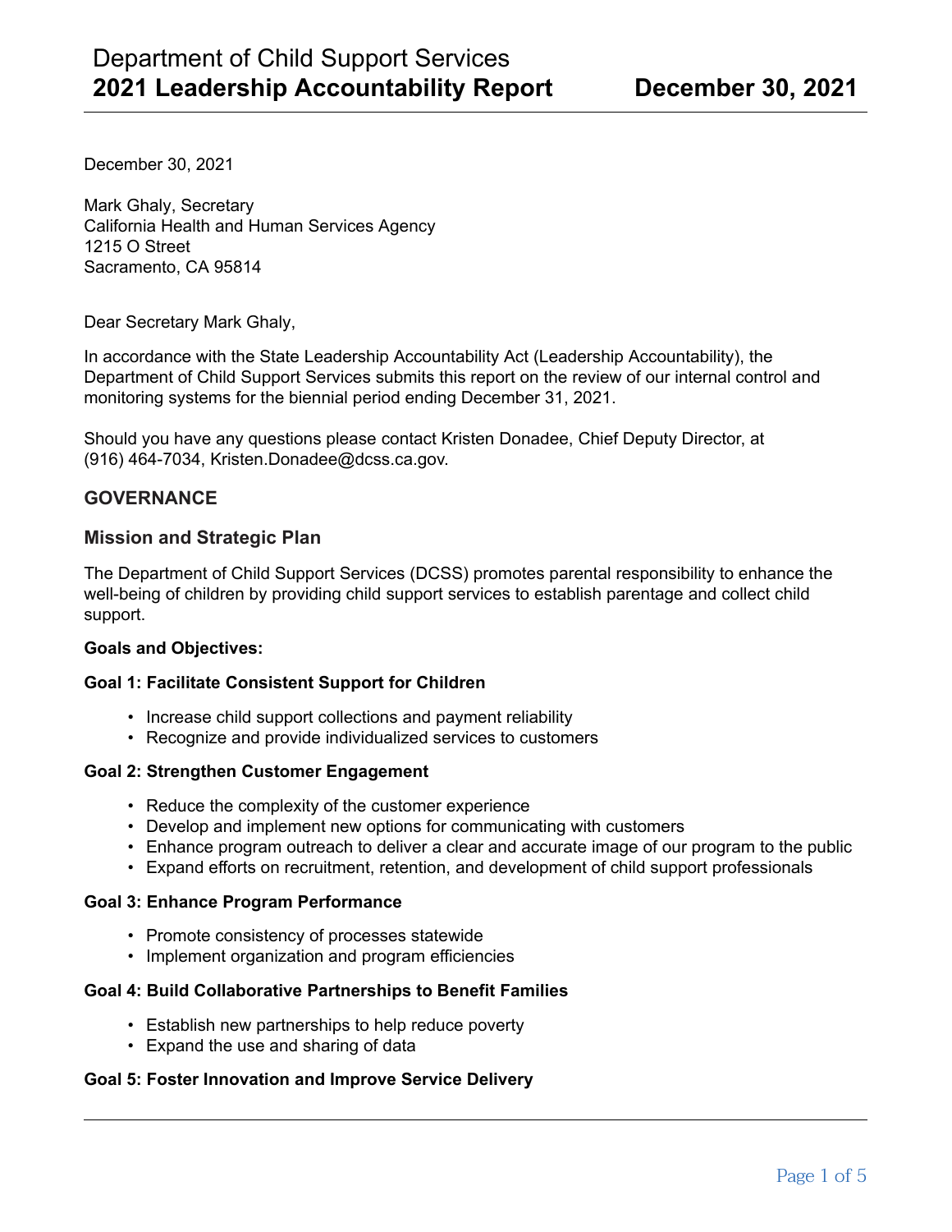# Department of Child Support Services
# 2021 Leadership Accountability Report — December 30, 2021

December 30, 2021

Mark Ghaly, Secretary
California Health and Human Services Agency
1215 O Street
Sacramento, CA 95814

Dear Secretary Mark Ghaly,

In accordance with the State Leadership Accountability Act (Leadership Accountability), the Department of Child Support Services submits this report on the review of our internal control and monitoring systems for the biennial period ending December 31, 2021.

Should you have any questions please contact Kristen Donadee, Chief Deputy Director, at (916) 464-7034, Kristen.Donadee@dcss.ca.gov.

## GOVERNANCE

### Mission and Strategic Plan

The Department of Child Support Services (DCSS) promotes parental responsibility to enhance the well-being of children by providing child support services to establish parentage and collect child support.

**Goals and Objectives:**

**Goal 1: Facilitate Consistent Support for Children**

- Increase child support collections and payment reliability
- Recognize and provide individualized services to customers

**Goal 2: Strengthen Customer Engagement**

- Reduce the complexity of the customer experience
- Develop and implement new options for communicating with customers
- Enhance program outreach to deliver a clear and accurate image of our program to the public
- Expand efforts on recruitment, retention, and development of child support professionals

**Goal 3: Enhance Program Performance**

- Promote consistency of processes statewide
- Implement organization and program efficiencies

**Goal 4: Build Collaborative Partnerships to Benefit Families**

- Establish new partnerships to help reduce poverty
- Expand the use and sharing of data

**Goal 5: Foster Innovation and Improve Service Delivery**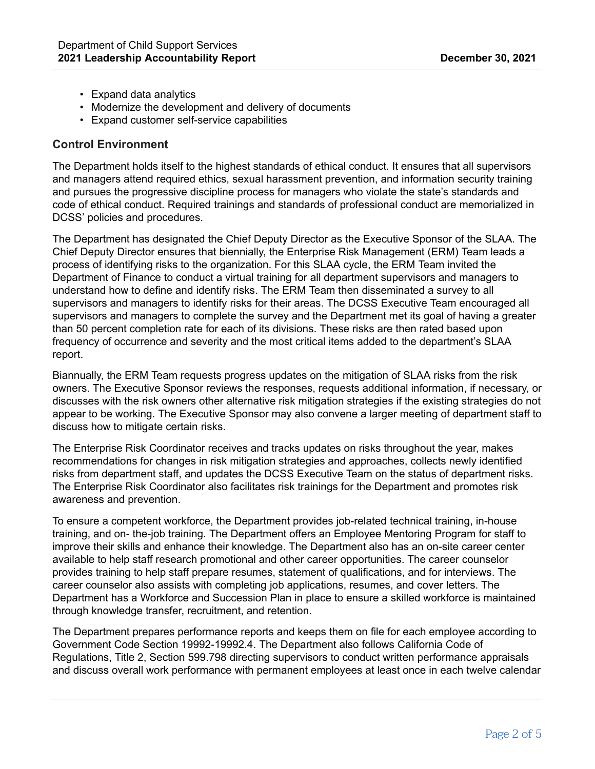- Expand data analytics
- Modernize the development and delivery of documents
- Expand customer self-service capabilities

## Control Environment

The Department holds itself to the highest standards of ethical conduct. It ensures that all supervisors and managers attend required ethics, sexual harassment prevention, and information security training and pursues the progressive discipline process for managers who violate the state's standards and code of ethical conduct. Required trainings and standards of professional conduct are memorialized in DCSS' policies and procedures.

The Department has designated the Chief Deputy Director as the Executive Sponsor of the SLAA. The Chief Deputy Director ensures that biennially, the Enterprise Risk Management (ERM) Team leads a process of identifying risks to the organization. For this SLAA cycle, the ERM Team invited the Department of Finance to conduct a virtual training for all department supervisors and managers to understand how to define and identify risks. The ERM Team then disseminated a survey to all supervisors and managers to identify risks for their areas. The DCSS Executive Team encouraged all supervisors and managers to complete the survey and the Department met its goal of having a greater than 50 percent completion rate for each of its divisions. These risks are then rated based upon frequency of occurrence and severity and the most critical items added to the department's SLAA report.

Biannually, the ERM Team requests progress updates on the mitigation of SLAA risks from the risk owners. The Executive Sponsor reviews the responses, requests additional information, if necessary, or discusses with the risk owners other alternative risk mitigation strategies if the existing strategies do not appear to be working. The Executive Sponsor may also convene a larger meeting of department staff to discuss how to mitigate certain risks.

The Enterprise Risk Coordinator receives and tracks updates on risks throughout the year, makes recommendations for changes in risk mitigation strategies and approaches, collects newly identified risks from department staff, and updates the DCSS Executive Team on the status of department risks. The Enterprise Risk Coordinator also facilitates risk trainings for the Department and promotes risk awareness and prevention.

To ensure a competent workforce, the Department provides job-related technical training, in-house training, and on- the-job training. The Department offers an Employee Mentoring Program for staff to improve their skills and enhance their knowledge. The Department also has an on-site career center available to help staff research promotional and other career opportunities. The career counselor provides training to help staff prepare resumes, statement of qualifications, and for interviews. The career counselor also assists with completing job applications, resumes, and cover letters. The Department has a Workforce and Succession Plan in place to ensure a skilled workforce is maintained through knowledge transfer, recruitment, and retention.

The Department prepares performance reports and keeps them on file for each employee according to Government Code Section 19992-19992.4. The Department also follows California Code of Regulations, Title 2, Section 599.798 directing supervisors to conduct written performance appraisals and discuss overall work performance with permanent employees at least once in each twelve calendar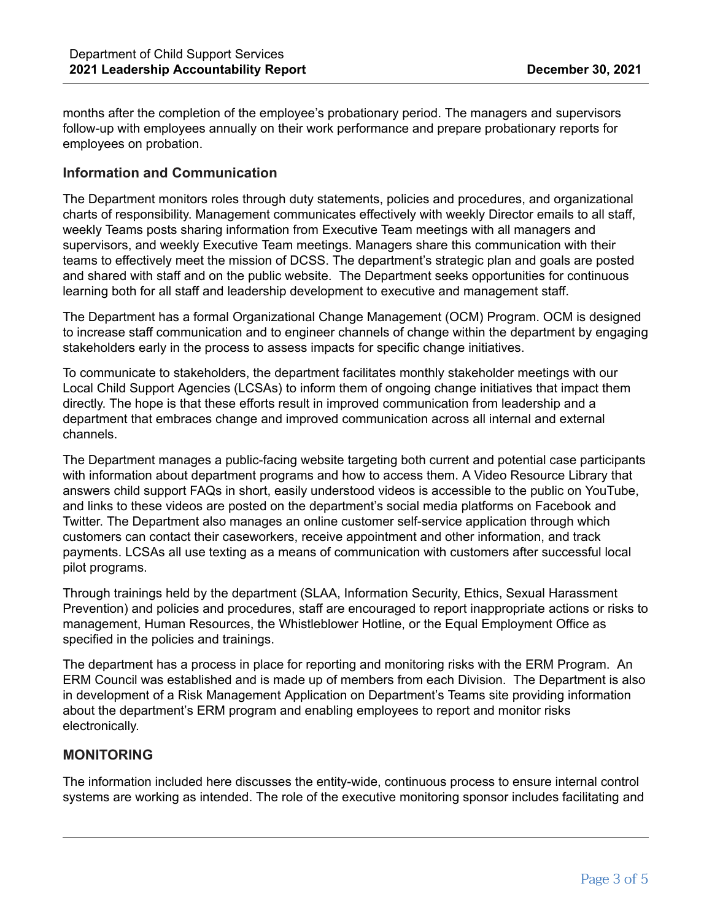months after the completion of the employee's probationary period. The managers and supervisors follow-up with employees annually on their work performance and prepare probationary reports for employees on probation.

### Information and Communication

The Department monitors roles through duty statements, policies and procedures, and organizational charts of responsibility. Management communicates effectively with weekly Director emails to all staff, weekly Teams posts sharing information from Executive Team meetings with all managers and supervisors, and weekly Executive Team meetings. Managers share this communication with their teams to effectively meet the mission of DCSS. The department's strategic plan and goals are posted and shared with staff and on the public website. The Department seeks opportunities for continuous learning both for all staff and leadership development to executive and management staff.

The Department has a formal Organizational Change Management (OCM) Program. OCM is designed to increase staff communication and to engineer channels of change within the department by engaging stakeholders early in the process to assess impacts for specific change initiatives.

To communicate to stakeholders, the department facilitates monthly stakeholder meetings with our Local Child Support Agencies (LCSAs) to inform them of ongoing change initiatives that impact them directly. The hope is that these efforts result in improved communication from leadership and a department that embraces change and improved communication across all internal and external channels.

The Department manages a public-facing website targeting both current and potential case participants with information about department programs and how to access them. A Video Resource Library that answers child support FAQs in short, easily understood videos is accessible to the public on YouTube, and links to these videos are posted on the department's social media platforms on Facebook and Twitter. The Department also manages an online customer self-service application through which customers can contact their caseworkers, receive appointment and other information, and track payments. LCSAs all use texting as a means of communication with customers after successful local pilot programs.

Through trainings held by the department (SLAA, Information Security, Ethics, Sexual Harassment Prevention) and policies and procedures, staff are encouraged to report inappropriate actions or risks to management, Human Resources, the Whistleblower Hotline, or the Equal Employment Office as specified in the policies and trainings.

The department has a process in place for reporting and monitoring risks with the ERM Program. An ERM Council was established and is made up of members from each Division. The Department is also in development of a Risk Management Application on Department's Teams site providing information about the department's ERM program and enabling employees to report and monitor risks electronically.

### MONITORING

The information included here discusses the entity-wide, continuous process to ensure internal control systems are working as intended. The role of the executive monitoring sponsor includes facilitating and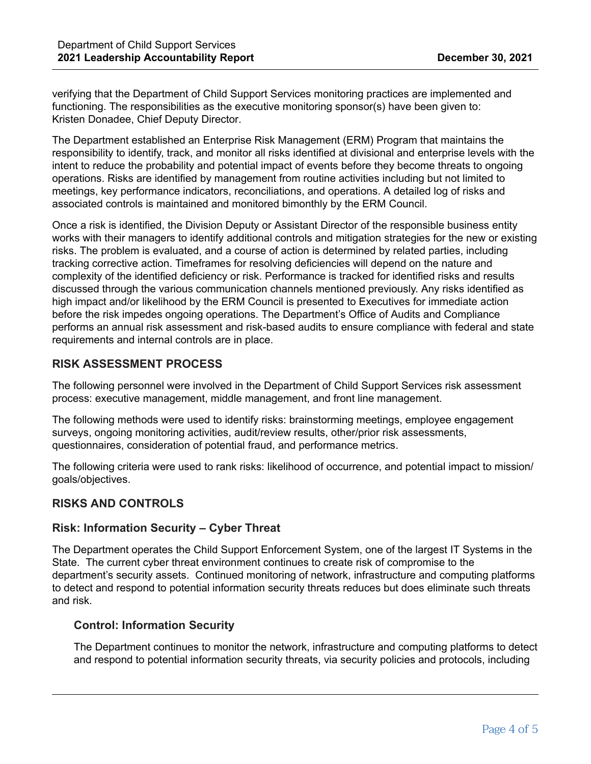verifying that the Department of Child Support Services monitoring practices are implemented and functioning. The responsibilities as the executive monitoring sponsor(s) have been given to: Kristen Donadee, Chief Deputy Director.

The Department established an Enterprise Risk Management (ERM) Program that maintains the responsibility to identify, track, and monitor all risks identified at divisional and enterprise levels with the intent to reduce the probability and potential impact of events before they become threats to ongoing operations. Risks are identified by management from routine activities including but not limited to meetings, key performance indicators, reconciliations, and operations. A detailed log of risks and associated controls is maintained and monitored bimonthly by the ERM Council.

Once a risk is identified, the Division Deputy or Assistant Director of the responsible business entity works with their managers to identify additional controls and mitigation strategies for the new or existing risks. The problem is evaluated, and a course of action is determined by related parties, including tracking corrective action. Timeframes for resolving deficiencies will depend on the nature and complexity of the identified deficiency or risk. Performance is tracked for identified risks and results discussed through the various communication channels mentioned previously. Any risks identified as high impact and/or likelihood by the ERM Council is presented to Executives for immediate action before the risk impedes ongoing operations. The Department's Office of Audits and Compliance performs an annual risk assessment and risk-based audits to ensure compliance with federal and state requirements and internal controls are in place.

## RISK ASSESSMENT PROCESS

The following personnel were involved in the Department of Child Support Services risk assessment process: executive management, middle management, and front line management.

The following methods were used to identify risks: brainstorming meetings, employee engagement surveys, ongoing monitoring activities, audit/review results, other/prior risk assessments, questionnaires, consideration of potential fraud, and performance metrics.

The following criteria were used to rank risks: likelihood of occurrence, and potential impact to mission/goals/objectives.

## RISKS AND CONTROLS

### Risk: Information Security – Cyber Threat

The Department operates the Child Support Enforcement System, one of the largest IT Systems in the State. The current cyber threat environment continues to create risk of compromise to the department's security assets. Continued monitoring of network, infrastructure and computing platforms to detect and respond to potential information security threats reduces but does eliminate such threats and risk.

#### Control: Information Security

The Department continues to monitor the network, infrastructure and computing platforms to detect and respond to potential information security threats, via security policies and protocols, including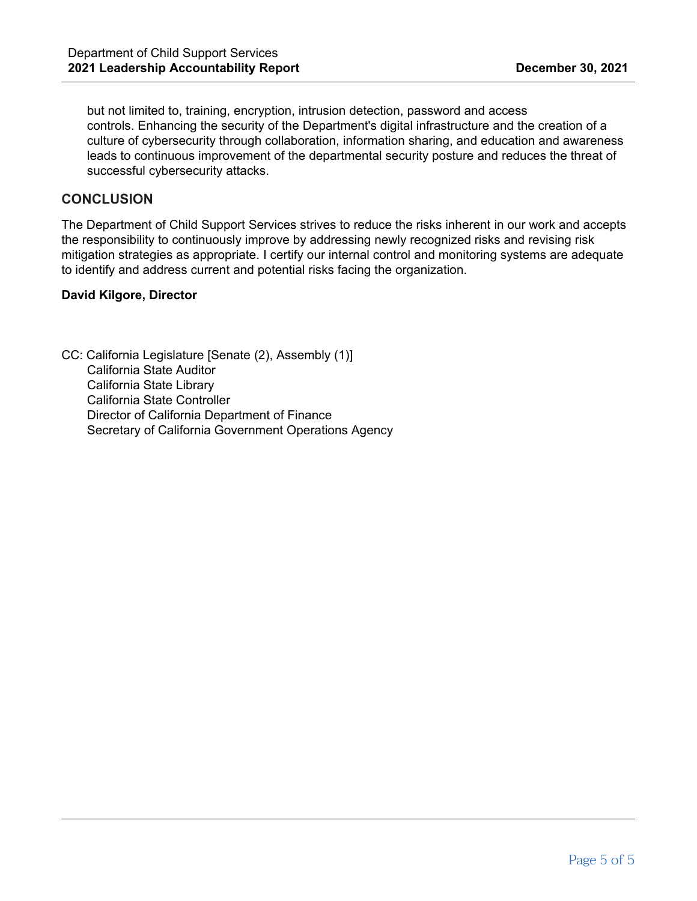but not limited to, training, encryption, intrusion detection, password and access controls. Enhancing the security of the Department's digital infrastructure and the creation of a culture of cybersecurity through collaboration, information sharing, and education and awareness leads to continuous improvement of the departmental security posture and reduces the threat of successful cybersecurity attacks.

## CONCLUSION

The Department of Child Support Services strives to reduce the risks inherent in our work and accepts the responsibility to continuously improve by addressing newly recognized risks and revising risk mitigation strategies as appropriate. I certify our internal control and monitoring systems are adequate to identify and address current and potential risks facing the organization.

**David Kilgore, Director**

CC: California Legislature [Senate (2), Assembly (1)]
California State Auditor
California State Library
California State Controller
Director of California Department of Finance
Secretary of California Government Operations Agency